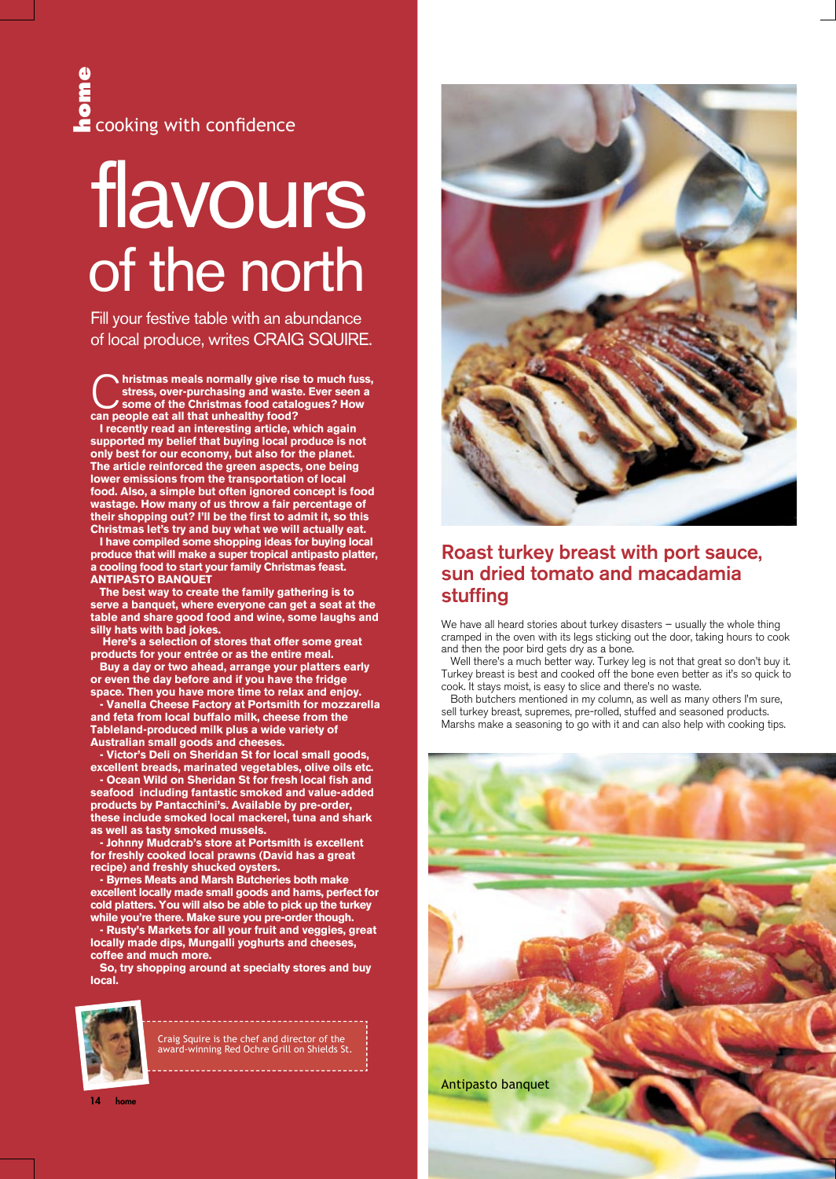home cooking with confidence

# flavours of the north

Fill your festive table with an abundance of local produce, writes CRAIG SQUIRE.

**Christmas meals normally give rise to much fuss, stress, over-purchasing and waste. Ever seen a some of the Christmas food catalogues? How can people eat all that unhealthy food?**

**I recently read an interesting article, which again supported my belief that buying local produce is not only best for our economy, but also for the planet. The article reinforced the green aspects, one being lower emissions from the transportation of local food. Also, a simple but often ignored concept is food wastage. How many of us throw a fair percentage of their shopping out? I'll be the first to admit it, so this Christmas let's try and buy what we will actually eat.**

**I have compiled some shopping ideas for buying local produce that will make a super tropical antipasto platter, a cooling food to start your family Christmas feast.**

**ANTIPASTO BANQUET**

**The best way to create the family gathering is to serve a banquet, where everyone can get a seat at the table and share good food and wine, some laughs and silly hats with bad jokes.**

**Here's a selection of stores that offer some great products for your entrée or as the entire meal.**

**Buy a day or two ahead, arrange your platters early or even the day before and if you have the fridge space. Then you have more time to relax and enjoy.**

**- Vanella Cheese Factory at Portsmith for mozzarella and feta from local buffalo milk, cheese from the Tableland-produced milk plus a wide variety of Australian small goods and cheeses.**

**- Victor's Deli on Sheridan St for local small goods, excellent breads, marinated vegetables, olive oils etc.**

**- Ocean Wild on Sheridan St for fresh local fish and seafood including fantastic smoked and value-added products by Pantacchini's. Available by pre-order, these include smoked local mackerel, tuna and shark as well as tasty smoked mussels.**

**- Johnny Mudcrab's store at Portsmith is excellent for freshly cooked local prawns (David has a great recipe) and freshly shucked oysters.**

**- Byrnes Meats and Marsh Butcheries both make excellent locally made small goods and hams, perfect for cold platters. You will also be able to pick up the turkey while you're there. Make sure you pre-order though.**

**- Rusty's Markets for all your fruit and veggies, great locally made dips, Mungalli yoghurts and cheeses, coffee and much more.**

**So, try shopping around at specialty stores and buy local.**

Craig Squire is the chef and director of the award-winning Red Ochre Grill on Shields St.

## Roast turkey breast with port sauce, sun dried tomato and macadamia stuffing

We have all heard stories about turkey disasters – usually the whole thing cramped in the oven with its legs sticking out the door, taking hours to cook and then the poor bird gets dry as a bone.

Well there's a much better way. Turkey leg is not that great so don't buy it. Turkey breast is best and cooked off the bone even better as it's so quick to cook. It stays moist, is easy to slice and there's no waste.

Both butchers mentioned in my column, as well as many others I'm sure, sell turkey breast, supremes, pre-rolled, stuffed and seasoned products. Marshs make a seasoning to go with it and can also help with cooking tips.

Antipasto banquet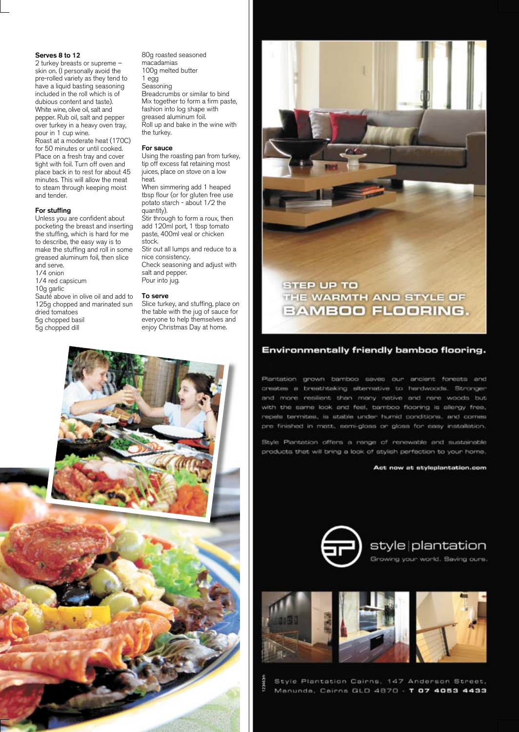**Serves 8 to 12**

2 turkey breasts or supreme – skin on. (I personally avoid the pre-rolled variety as they tend to have a liquid basting seasoning included in the roll which is of dubious content and taste).

White wine, olive oil, salt and pepper. Rub oil, salt and pepper over turkey in a heavy oven tray, pour in 1 cup wine.

Roast at a moderate heat (170C) for 50 minutes or until cooked. Place on a fresh tray and cover tight with foil. Turn off oven and place back in to rest for about 45 minutes. This will allow the meat to steam through keeping moist and tender.

**For stuffing**

Unless you are confident about pocketing the breast and inserting the stuffing, which is hard for me to describe, the easy way is to make the stuffing and roll in some greased aluminum foil, then slice and serve.

1/4 onion
1/4 red capsicum
10g garlic

Sauté above in olive oil and add to 125g chopped and marinated sun dried tomatoes
5g chopped basil
5g chopped dill
80g roasted seasoned macadamias
100g melted butter
1 egg
Seasoning
Breadcrumbs or similar to bind

Mix together to form a firm paste, fashion into log shape with greased aluminum foil.

Roll up and bake in the wine with the turkey.

**For sauce**

Using the roasting pan from turkey, tip off excess fat retaining most juices, place on stove on a low heat.

When simmering add 1 heaped tbsp flour (or for gluten free use potato starch - about 1/2 the quantity).

Stir through to form a roux, then add 120ml port, 1 tbsp tomato paste, 400ml veal or chicken stock.

Stir out all lumps and reduce to a nice consistency.

Check seasoning and adjust with salt and pepper.

Pour into jug.

**To serve**

Slice turkey, and stuffing, place on the table with the jug of sauce for everyone to help themselves and enjoy Christmas Day at home.

STEP UP TO THE WARMTH AND STYLE OF BAMBOO FLOORING.

**Environmentally friendly bamboo flooring.**

Plantation grown bamboo saves our ancient forests and creates a breathtaking alternative to hardwoods. Stronger and more resilient than many native and rare woods but with the same look and feel, bamboo flooring is allergy free, repels termites, is stable under humid conditions, and comes pre finished in matt, semi-gloss or gloss for easy installation.

Style Plantation offers a range of renewable and sustainable products that will bring a look of stylish perfection to your home.

**Act now at styleplantation.com**

style|plantation
Growing your world. Saving ours.

Style Plantation Cairns, 147 Anderson Street, Manunda, Cairns QLD 4870 - **T 07 4053 4433**

123463m